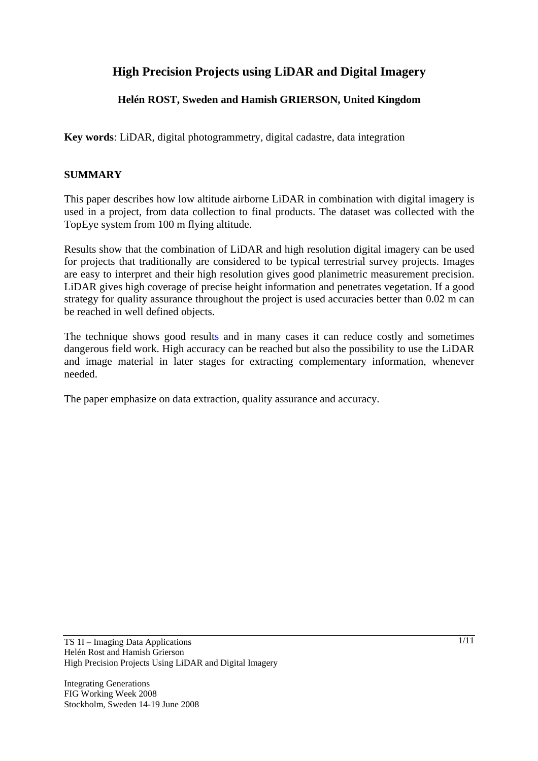# High Precision Projects using LiDAR and Digital Imagery

**Helén ROST, Sweden and Hamish GRIERSON, United Kingdom**

**Key words**: LiDAR, digital photogrammetry, digital cadastre, data integration

## SUMMARY

This paper describes how low altitude airborne LiDAR in combination with digital imagery is used in a project, from data collection to final products. The dataset was collected with the TopEye system from 100 m flying altitude.

Results show that the combination of LiDAR and high resolution digital imagery can be used for projects that traditionally are considered to be typical terrestrial survey projects. Images are easy to interpret and their high resolution gives good planimetric measurement precision. LiDAR gives high coverage of precise height information and penetrates vegetation. If a good strategy for quality assurance throughout the project is used accuracies better than 0.02 m can be reached in well defined objects.

The technique shows good results and in many cases it can reduce costly and sometimes dangerous field work. High accuracy can be reached but also the possibility to use the LiDAR and image material in later stages for extracting complementary information, whenever needed.

The paper emphasize on data extraction, quality assurance and accuracy.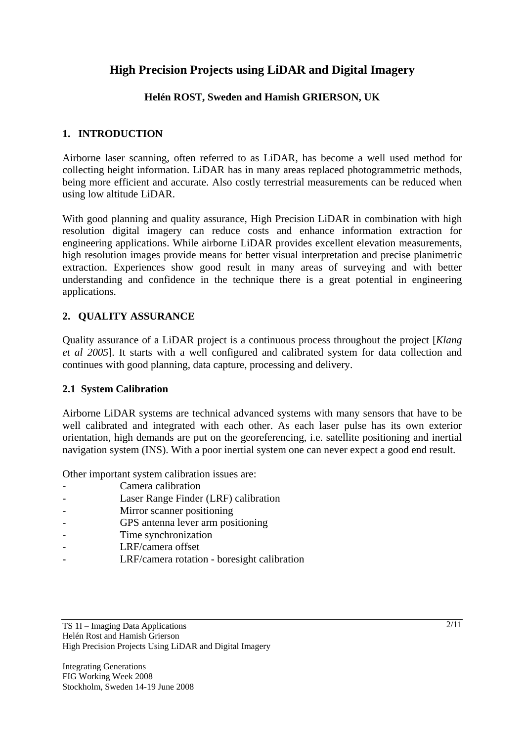# High Precision Projects using LiDAR and Digital Imagery

**Helén ROST, Sweden and Hamish GRIERSON, UK**

## 1. INTRODUCTION

Airborne laser scanning, often referred to as LiDAR, has become a well used method for collecting height information. LiDAR has in many areas replaced photogrammetric methods, being more efficient and accurate. Also costly terrestrial measurements can be reduced when using low altitude LiDAR.

With good planning and quality assurance, High Precision LiDAR in combination with high resolution digital imagery can reduce costs and enhance information extraction for engineering applications. While airborne LiDAR provides excellent elevation measurements, high resolution images provide means for better visual interpretation and precise planimetric extraction. Experiences show good result in many areas of surveying and with better understanding and confidence in the technique there is a great potential in engineering applications.

## 2. QUALITY ASSURANCE

Quality assurance of a LiDAR project is a continuous process throughout the project [*Klang et al 2005*]. It starts with a well configured and calibrated system for data collection and continues with good planning, data capture, processing and delivery.

### 2.1 System Calibration

Airborne LiDAR systems are technical advanced systems with many sensors that have to be well calibrated and integrated with each other. As each laser pulse has its own exterior orientation, high demands are put on the georeferencing, i.e. satellite positioning and inertial navigation system (INS). With a poor inertial system one can never expect a good end result.

Other important system calibration issues are:

- Camera calibration
- Laser Range Finder (LRF) calibration
- Mirror scanner positioning
- GPS antenna lever arm positioning
- Time synchronization
- LRF/camera offset
- LRF/camera rotation - boresight calibration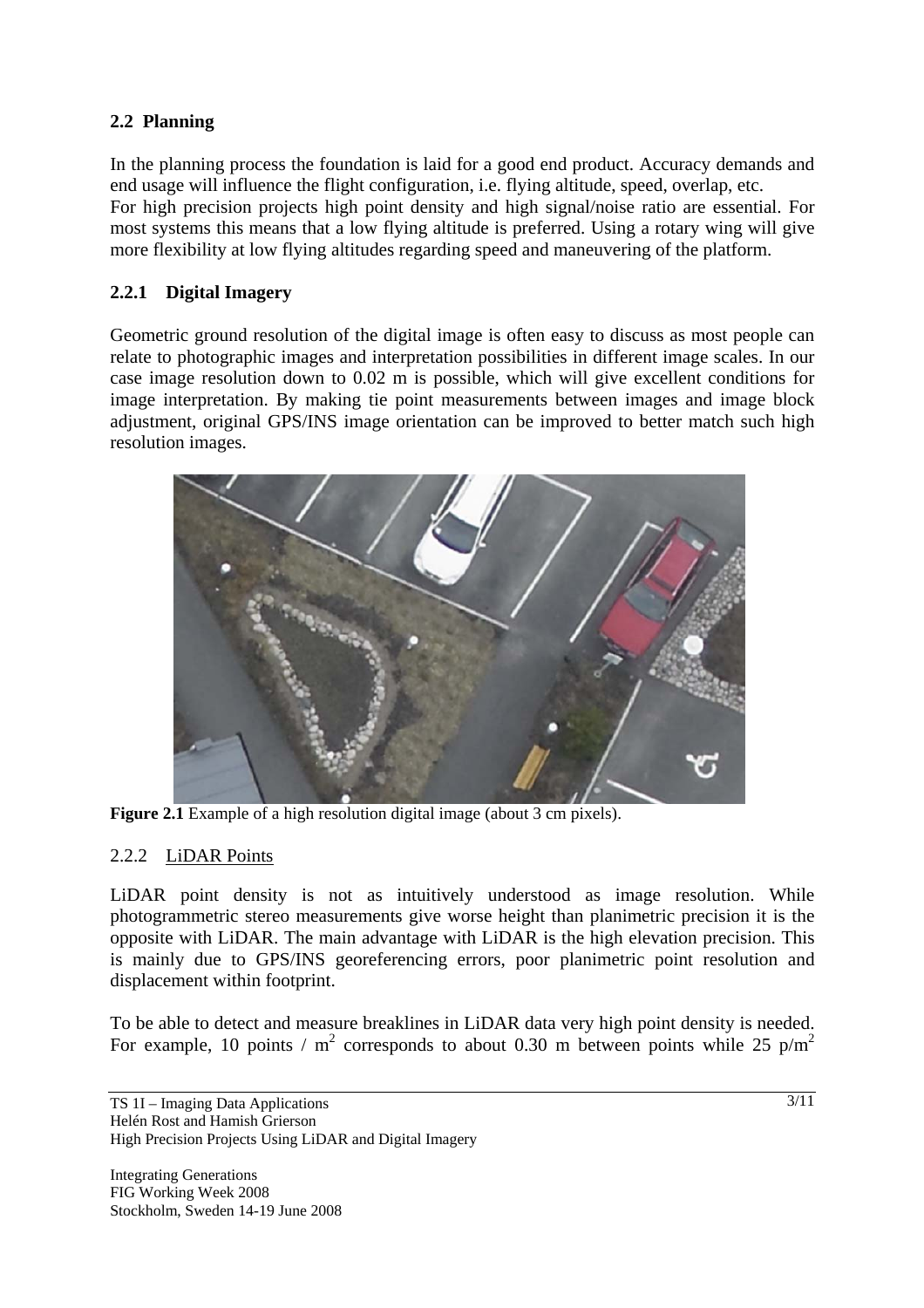## 2.2 Planning

In the planning process the foundation is laid for a good end product. Accuracy demands and end usage will influence the flight configuration, i.e. flying altitude, speed, overlap, etc.
For high precision projects high point density and high signal/noise ratio are essential. For most systems this means that a low flying altitude is preferred. Using a rotary wing will give more flexibility at low flying altitudes regarding speed and maneuvering of the platform.

### 2.2.1 Digital Imagery

Geometric ground resolution of the digital image is often easy to discuss as most people can relate to photographic images and interpretation possibilities in different image scales. In our case image resolution down to 0.02 m is possible, which will give excellent conditions for image interpretation. By making tie point measurements between images and image block adjustment, original GPS/INS image orientation can be improved to better match such high resolution images.

**Figure 2.1** Example of a high resolution digital image (about 3 cm pixels).

### 2.2.2 LiDAR Points

LiDAR point density is not as intuitively understood as image resolution. While photogrammetric stereo measurements give worse height than planimetric precision it is the opposite with LiDAR. The main advantage with LiDAR is the high elevation precision. This is mainly due to GPS/INS georeferencing errors, poor planimetric point resolution and displacement within footprint.

To be able to detect and measure breaklines in LiDAR data very high point density is needed. For example, 10 points / $m^2$ corresponds to about 0.30 m between points while 25 $p/m^2$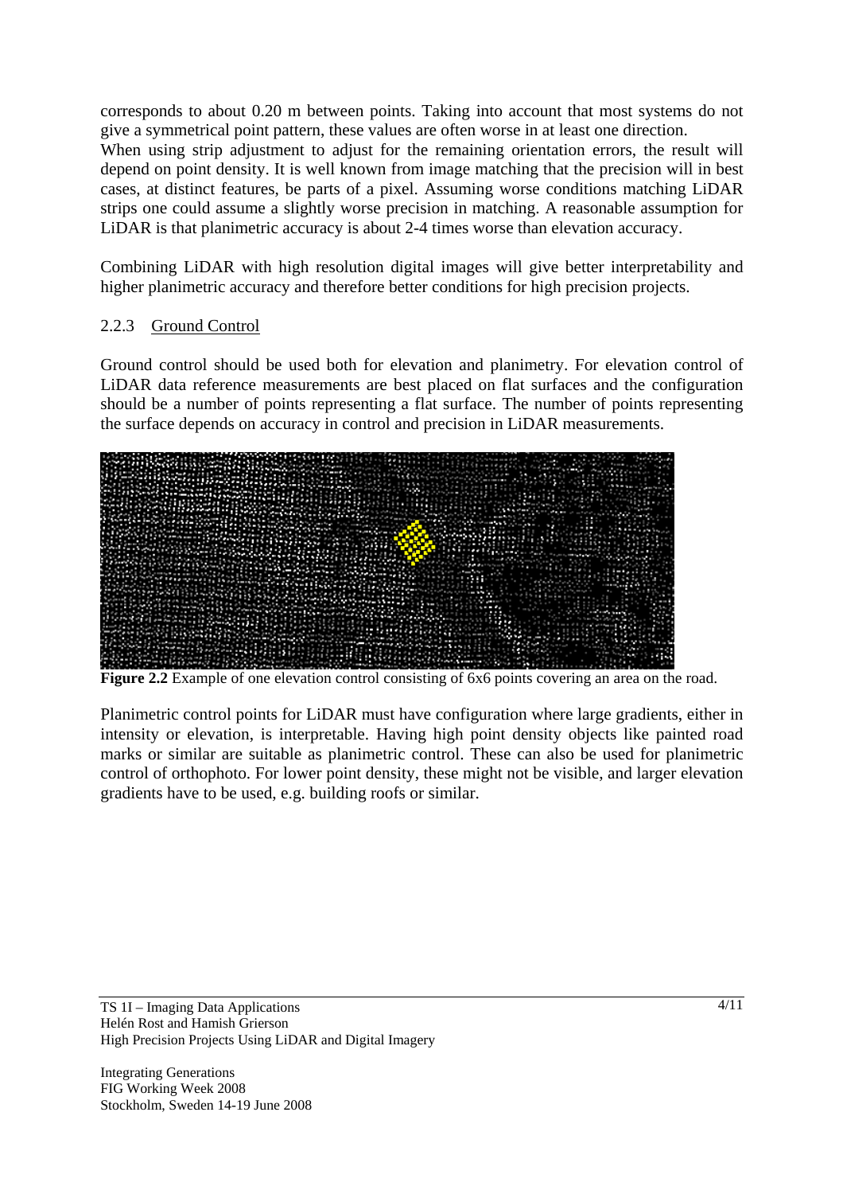corresponds to about 0.20 m between points. Taking into account that most systems do not give a symmetrical point pattern, these values are often worse in at least one direction.
When using strip adjustment to adjust for the remaining orientation errors, the result will depend on point density. It is well known from image matching that the precision will in best cases, at distinct features, be parts of a pixel. Assuming worse conditions matching LiDAR strips one could assume a slightly worse precision in matching. A reasonable assumption for LiDAR is that planimetric accuracy is about 2-4 times worse than elevation accuracy.

Combining LiDAR with high resolution digital images will give better interpretability and higher planimetric accuracy and therefore better conditions for high precision projects.

### 2.2.3 Ground Control

Ground control should be used both for elevation and planimetry. For elevation control of LiDAR data reference measurements are best placed on flat surfaces and the configuration should be a number of points representing a flat surface. The number of points representing the surface depends on accuracy in control and precision in LiDAR measurements.

**Figure 2.2** Example of one elevation control consisting of 6x6 points covering an area on the road.

Planimetric control points for LiDAR must have configuration where large gradients, either in intensity or elevation, is interpretable. Having high point density objects like painted road marks or similar are suitable as planimetric control. These can also be used for planimetric control of orthophoto. For lower point density, these might not be visible, and larger elevation gradients have to be used, e.g. building roofs or similar.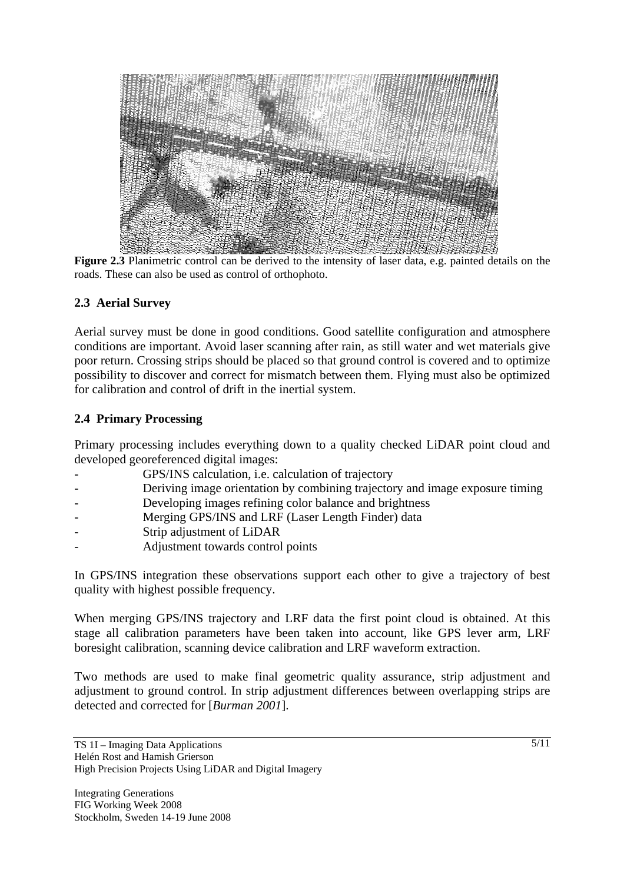**Figure 2.3** Planimetric control can be derived to the intensity of laser data, e.g. painted details on the roads. These can also be used as control of orthophoto.

## 2.3 Aerial Survey

Aerial survey must be done in good conditions. Good satellite configuration and atmosphere conditions are important. Avoid laser scanning after rain, as still water and wet materials give poor return. Crossing strips should be placed so that ground control is covered and to optimize possibility to discover and correct for mismatch between them. Flying must also be optimized for calibration and control of drift in the inertial system.

## 2.4 Primary Processing

Primary processing includes everything down to a quality checked LiDAR point cloud and developed georeferenced digital images:

- GPS/INS calculation, i.e. calculation of trajectory
- Deriving image orientation by combining trajectory and image exposure timing
- Developing images refining color balance and brightness
- Merging GPS/INS and LRF (Laser Length Finder) data
- Strip adjustment of LiDAR
- Adjustment towards control points

In GPS/INS integration these observations support each other to give a trajectory of best quality with highest possible frequency.

When merging GPS/INS trajectory and LRF data the first point cloud is obtained. At this stage all calibration parameters have been taken into account, like GPS lever arm, LRF boresight calibration, scanning device calibration and LRF waveform extraction.

Two methods are used to make final geometric quality assurance, strip adjustment and adjustment to ground control. In strip adjustment differences between overlapping strips are detected and corrected for [*Burman 2001*].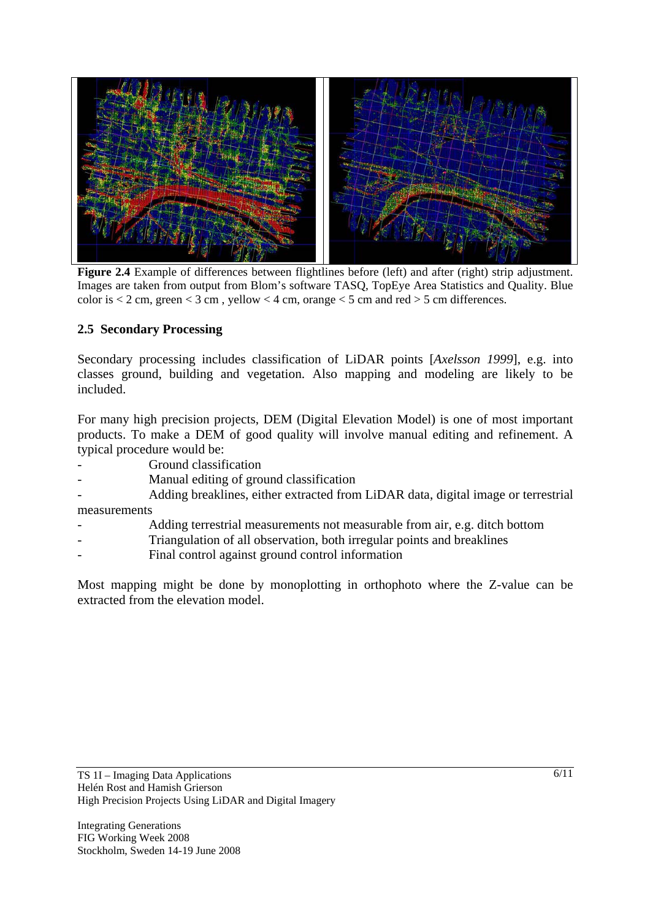**Figure 2.4** Example of differences between flightlines before (left) and after (right) strip adjustment. Images are taken from output from Blom's software TASQ, TopEye Area Statistics and Quality. Blue color is < 2 cm, green < 3 cm , yellow < 4 cm, orange < 5 cm and red > 5 cm differences.

## 2.5 Secondary Processing

Secondary processing includes classification of LiDAR points [*Axelsson 1999*], e.g. into classes ground, building and vegetation. Also mapping and modeling are likely to be included.

For many high precision projects, DEM (Digital Elevation Model) is one of most important products. To make a DEM of good quality will involve manual editing and refinement. A typical procedure would be:

- Ground classification
- Manual editing of ground classification
- Adding breaklines, either extracted from LiDAR data, digital image or terrestrial measurements
- Adding terrestrial measurements not measurable from air, e.g. ditch bottom
- Triangulation of all observation, both irregular points and breaklines
- Final control against ground control information

Most mapping might be done by monoplotting in orthophoto where the Z-value can be extracted from the elevation model.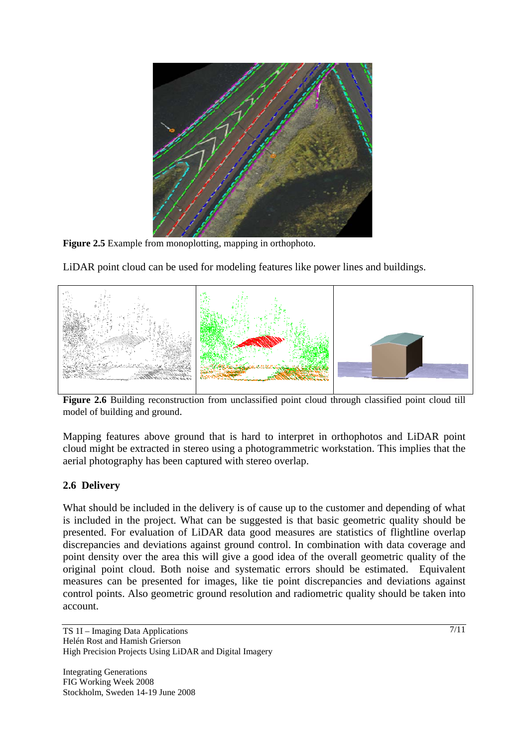Figure 2.5 Example from monoplotting, mapping in orthophoto.

LiDAR point cloud can be used for modeling features like power lines and buildings.

**Figure 2.6** Building reconstruction from unclassified point cloud through classified point cloud till model of building and ground.

Mapping features above ground that is hard to interpret in orthophotos and LiDAR point cloud might be extracted in stereo using a photogrammetric workstation. This implies that the aerial photography has been captured with stereo overlap.

## 2.6 Delivery

What should be included in the delivery is of cause up to the customer and depending of what is included in the project. What can be suggested is that basic geometric quality should be presented. For evaluation of LiDAR data good measures are statistics of flightline overlap discrepancies and deviations against ground control. In combination with data coverage and point density over the area this will give a good idea of the overall geometric quality of the original point cloud. Both noise and systematic errors should be estimated. Equivalent measures can be presented for images, like tie point discrepancies and deviations against control points. Also geometric ground resolution and radiometric quality should be taken into account.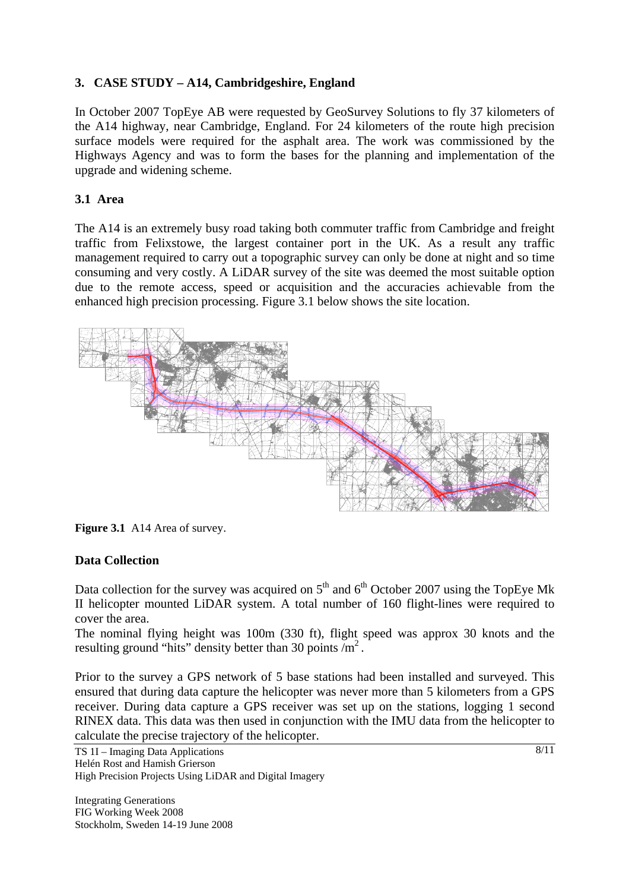## 3. CASE STUDY – A14, Cambridgeshire, England

In October 2007 TopEye AB were requested by GeoSurvey Solutions to fly 37 kilometers of the A14 highway, near Cambridge, England. For 24 kilometers of the route high precision surface models were required for the asphalt area. The work was commissioned by the Highways Agency and was to form the bases for the planning and implementation of the upgrade and widening scheme.

### 3.1 Area

The A14 is an extremely busy road taking both commuter traffic from Cambridge and freight traffic from Felixstowe, the largest container port in the UK. As a result any traffic management required to carry out a topographic survey can only be done at night and so time consuming and very costly. A LiDAR survey of the site was deemed the most suitable option due to the remote access, speed or acquisition and the accuracies achievable from the enhanced high precision processing. Figure 3.1 below shows the site location.

**Figure 3.1** A14 Area of survey.

### Data Collection

Data collection for the survey was acquired on 5th and 6th October 2007 using the TopEye Mk II helicopter mounted LiDAR system. A total number of 160 flight-lines were required to cover the area.

The nominal flying height was 100m (330 ft), flight speed was approx 30 knots and the resulting ground "hits" density better than 30 points /$m^2$.

Prior to the survey a GPS network of 5 base stations had been installed and surveyed. This ensured that during data capture the helicopter was never more than 5 kilometers from a GPS receiver. During data capture a GPS receiver was set up on the stations, logging 1 second RINEX data. This data was then used in conjunction with the IMU data from the helicopter to calculate the precise trajectory of the helicopter.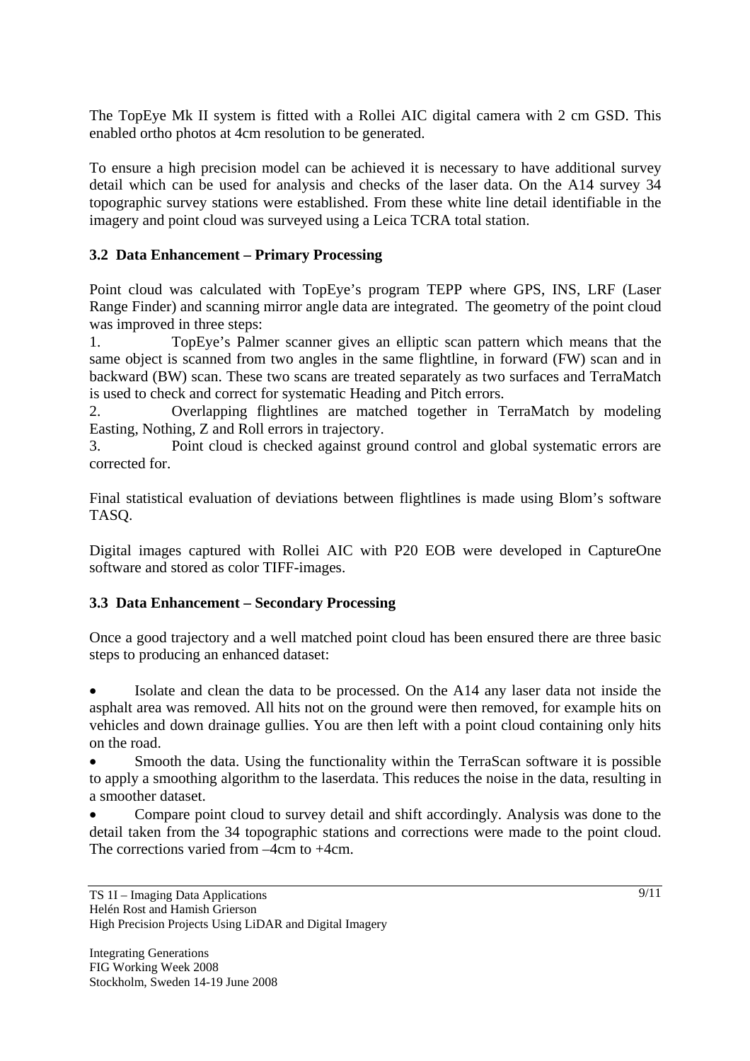The TopEye Mk II system is fitted with a Rollei AIC digital camera with 2 cm GSD. This enabled ortho photos at 4cm resolution to be generated.

To ensure a high precision model can be achieved it is necessary to have additional survey detail which can be used for analysis and checks of the laser data. On the A14 survey 34 topographic survey stations were established. From these white line detail identifiable in the imagery and point cloud was surveyed using a Leica TCRA total station.

### 3.2 Data Enhancement – Primary Processing

Point cloud was calculated with TopEye's program TEPP where GPS, INS, LRF (Laser Range Finder) and scanning mirror angle data are integrated. The geometry of the point cloud was improved in three steps:

1. TopEye's Palmer scanner gives an elliptic scan pattern which means that the same object is scanned from two angles in the same flightline, in forward (FW) scan and in backward (BW) scan. These two scans are treated separately as two surfaces and TerraMatch is used to check and correct for systematic Heading and Pitch errors.
2. Overlapping flightlines are matched together in TerraMatch by modeling Easting, Nothing, Z and Roll errors in trajectory.
3. Point cloud is checked against ground control and global systematic errors are corrected for.

Final statistical evaluation of deviations between flightlines is made using Blom's software TASQ.

Digital images captured with Rollei AIC with P20 EOB were developed in CaptureOne software and stored as color TIFF-images.

### 3.3 Data Enhancement – Secondary Processing

Once a good trajectory and a well matched point cloud has been ensured there are three basic steps to producing an enhanced dataset:

- Isolate and clean the data to be processed. On the A14 any laser data not inside the asphalt area was removed. All hits not on the ground were then removed, for example hits on vehicles and down drainage gullies. You are then left with a point cloud containing only hits on the road.
- Smooth the data. Using the functionality within the TerraScan software it is possible to apply a smoothing algorithm to the laserdata. This reduces the noise in the data, resulting in a smoother dataset.
- Compare point cloud to survey detail and shift accordingly. Analysis was done to the detail taken from the 34 topographic stations and corrections were made to the point cloud. The corrections varied from –4cm to +4cm.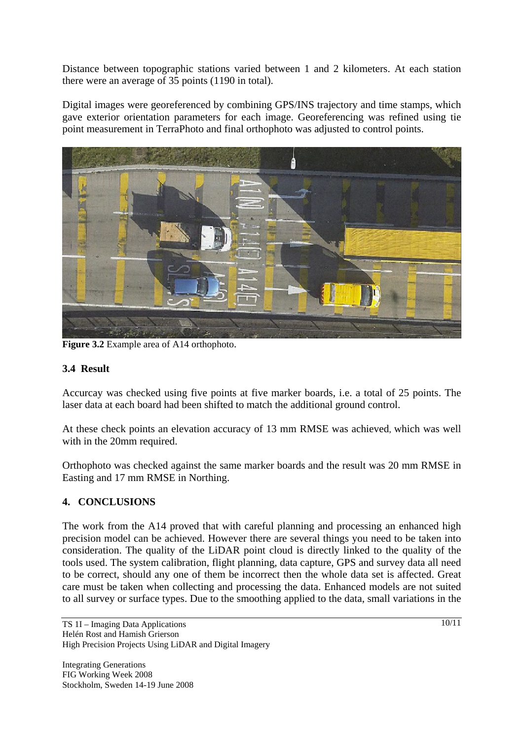Distance between topographic stations varied between 1 and 2 kilometers. At each station there were an average of 35 points (1190 in total).

Digital images were georeferenced by combining GPS/INS trajectory and time stamps, which gave exterior orientation parameters for each image. Georeferencing was refined using tie point measurement in TerraPhoto and final orthophoto was adjusted to control points.

**Figure 3.2** Example area of A14 orthophoto.

### 3.4 Result

Accurcay was checked using five points at five marker boards, i.e. a total of 25 points. The laser data at each board had been shifted to match the additional ground control.

At these check points an elevation accuracy of 13 mm RMSE was achieved, which was well with in the 20mm required.

Orthophoto was checked against the same marker boards and the result was 20 mm RMSE in Easting and 17 mm RMSE in Northing.

## 4. CONCLUSIONS

The work from the A14 proved that with careful planning and processing an enhanced high precision model can be achieved. However there are several things you need to be taken into consideration. The quality of the LiDAR point cloud is directly linked to the quality of the tools used. The system calibration, flight planning, data capture, GPS and survey data all need to be correct, should any one of them be incorrect then the whole data set is affected. Great care must be taken when collecting and processing the data. Enhanced models are not suited to all survey or surface types. Due to the smoothing applied to the data, small variations in the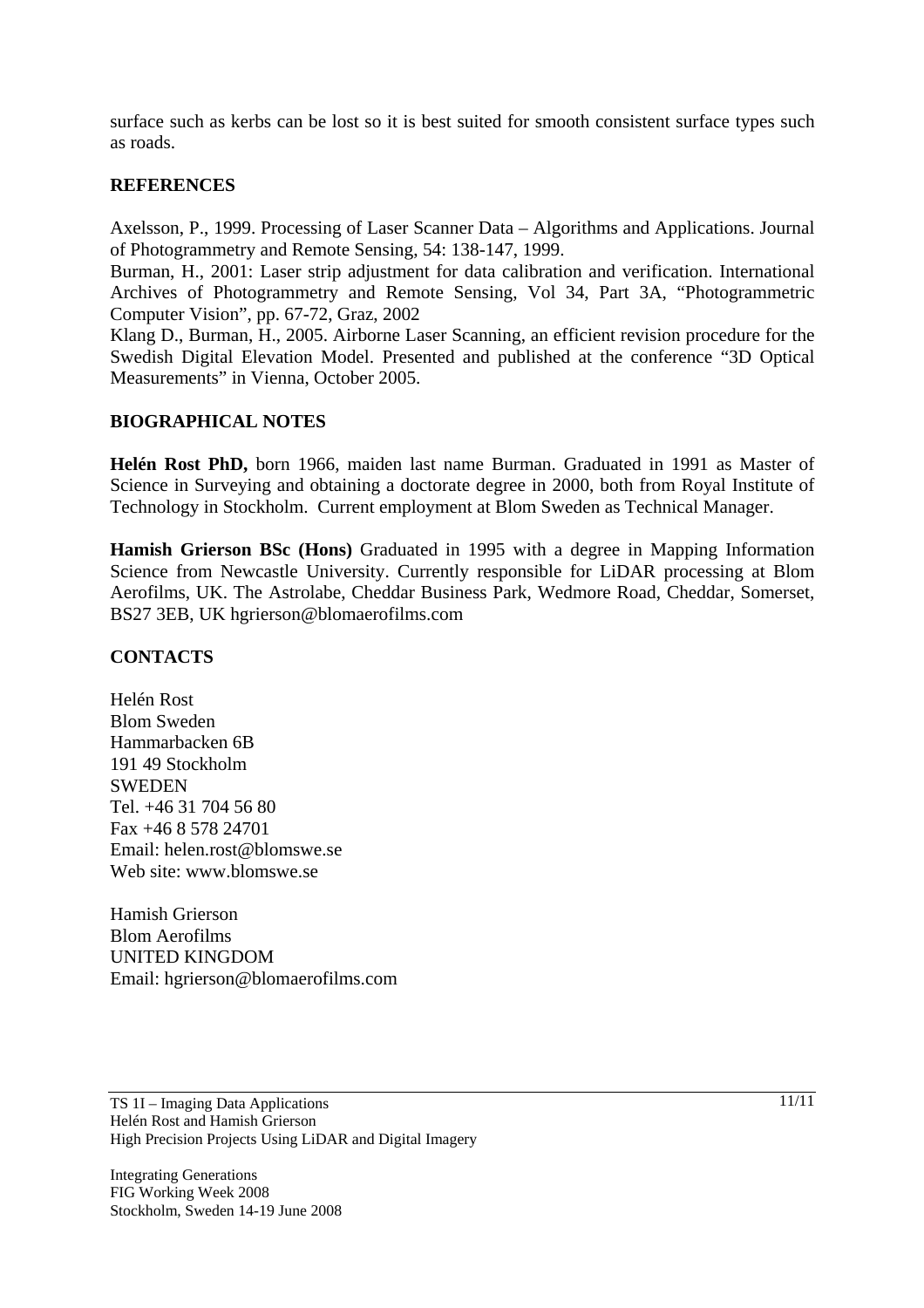surface such as kerbs can be lost so it is best suited for smooth consistent surface types such as roads.

## REFERENCES

Axelsson, P., 1999. Processing of Laser Scanner Data – Algorithms and Applications. Journal of Photogrammetry and Remote Sensing, 54: 138-147, 1999.

Burman, H., 2001: Laser strip adjustment for data calibration and verification. International Archives of Photogrammetry and Remote Sensing, Vol 34, Part 3A, "Photogrammetric Computer Vision", pp. 67-72, Graz, 2002

Klang D., Burman, H., 2005. Airborne Laser Scanning, an efficient revision procedure for the Swedish Digital Elevation Model. Presented and published at the conference "3D Optical Measurements" in Vienna, October 2005.

## BIOGRAPHICAL NOTES

**Helén Rost PhD,** born 1966, maiden last name Burman. Graduated in 1991 as Master of Science in Surveying and obtaining a doctorate degree in 2000, both from Royal Institute of Technology in Stockholm. Current employment at Blom Sweden as Technical Manager.

**Hamish Grierson BSc (Hons)** Graduated in 1995 with a degree in Mapping Information Science from Newcastle University. Currently responsible for LiDAR processing at Blom Aerofilms, UK. The Astrolabe, Cheddar Business Park, Wedmore Road, Cheddar, Somerset, BS27 3EB, UK hgrierson@blomaerofilms.com

## CONTACTS

Helén Rost
Blom Sweden
Hammarbacken 6B
191 49 Stockholm
SWEDEN
Tel. +46 31 704 56 80
Fax +46 8 578 24701
Email: helen.rost@blomswe.se
Web site: www.blomswe.se

Hamish Grierson
Blom Aerofilms
UNITED KINGDOM
Email: hgrierson@blomaerofilms.com